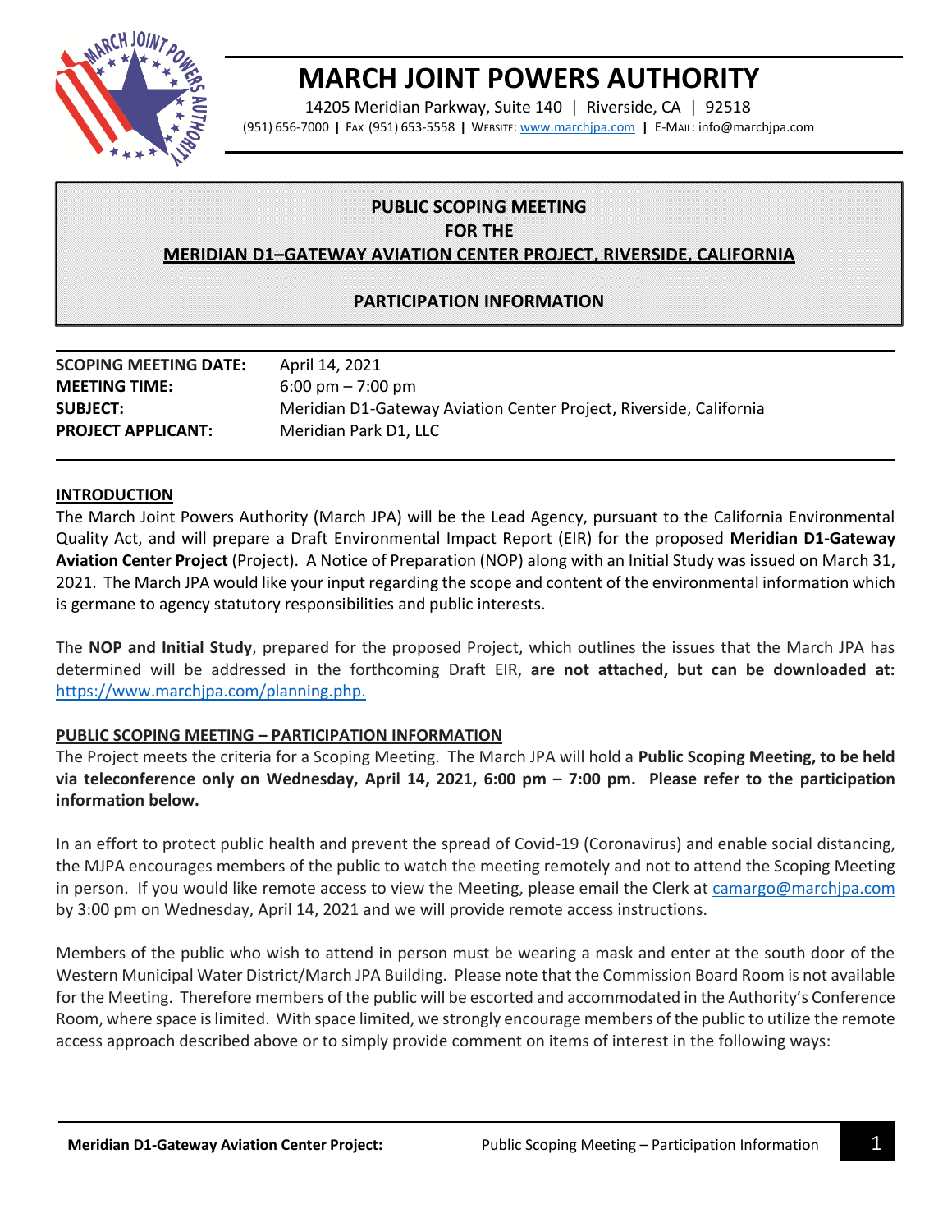# MARCH JOINT POWERS AUTHORITY

14205 Meridian Parkway, Suite 140 | Riverside, CA | 92518

(951) 656-7000 | FAX (951) 653-5558 | WEBSITE: www.marchjpa.com | E-MAIL: info@marchjpa.com

## PUBLIC SCOPING MEETING FOR THE MERIDIAN D1–GATEWAY AVIATION CENTER PROJECT, RIVERSIDE, CALIFORNIA

## PARTICIPATION INFORMATION

| | |
|---|---|
| **SCOPING MEETING DATE:** | April 14, 2021 |
| **MEETING TIME:** | 6:00 pm – 7:00 pm |
| **SUBJECT:** | Meridian D1-Gateway Aviation Center Project, Riverside, California |
| **PROJECT APPLICANT:** | Meridian Park D1, LLC |

### INTRODUCTION

The March Joint Powers Authority (March JPA) will be the Lead Agency, pursuant to the California Environmental Quality Act, and will prepare a Draft Environmental Impact Report (EIR) for the proposed **Meridian D1-Gateway Aviation Center Project** (Project). A Notice of Preparation (NOP) along with an Initial Study was issued on March 31, 2021. The March JPA would like your input regarding the scope and content of the environmental information which is germane to agency statutory responsibilities and public interests.

The **NOP and Initial Study**, prepared for the proposed Project, which outlines the issues that the March JPA has determined will be addressed in the forthcoming Draft EIR, **are not attached, but can be downloaded at:** https://www.marchjpa.com/planning.php.

### PUBLIC SCOPING MEETING – PARTICIPATION INFORMATION

The Project meets the criteria for a Scoping Meeting. The March JPA will hold a **Public Scoping Meeting, to be held via teleconference only on Wednesday, April 14, 2021, 6:00 pm – 7:00 pm. Please refer to the participation information below.**

In an effort to protect public health and prevent the spread of Covid-19 (Coronavirus) and enable social distancing, the MJPA encourages members of the public to watch the meeting remotely and not to attend the Scoping Meeting in person. If you would like remote access to view the Meeting, please email the Clerk at camargo@marchjpa.com by 3:00 pm on Wednesday, April 14, 2021 and we will provide remote access instructions.

Members of the public who wish to attend in person must be wearing a mask and enter at the south door of the Western Municipal Water District/March JPA Building. Please note that the Commission Board Room is not available for the Meeting. Therefore members of the public will be escorted and accommodated in the Authority's Conference Room, where space is limited. With space limited, we strongly encourage members of the public to utilize the remote access approach described above or to simply provide comment on items of interest in the following ways: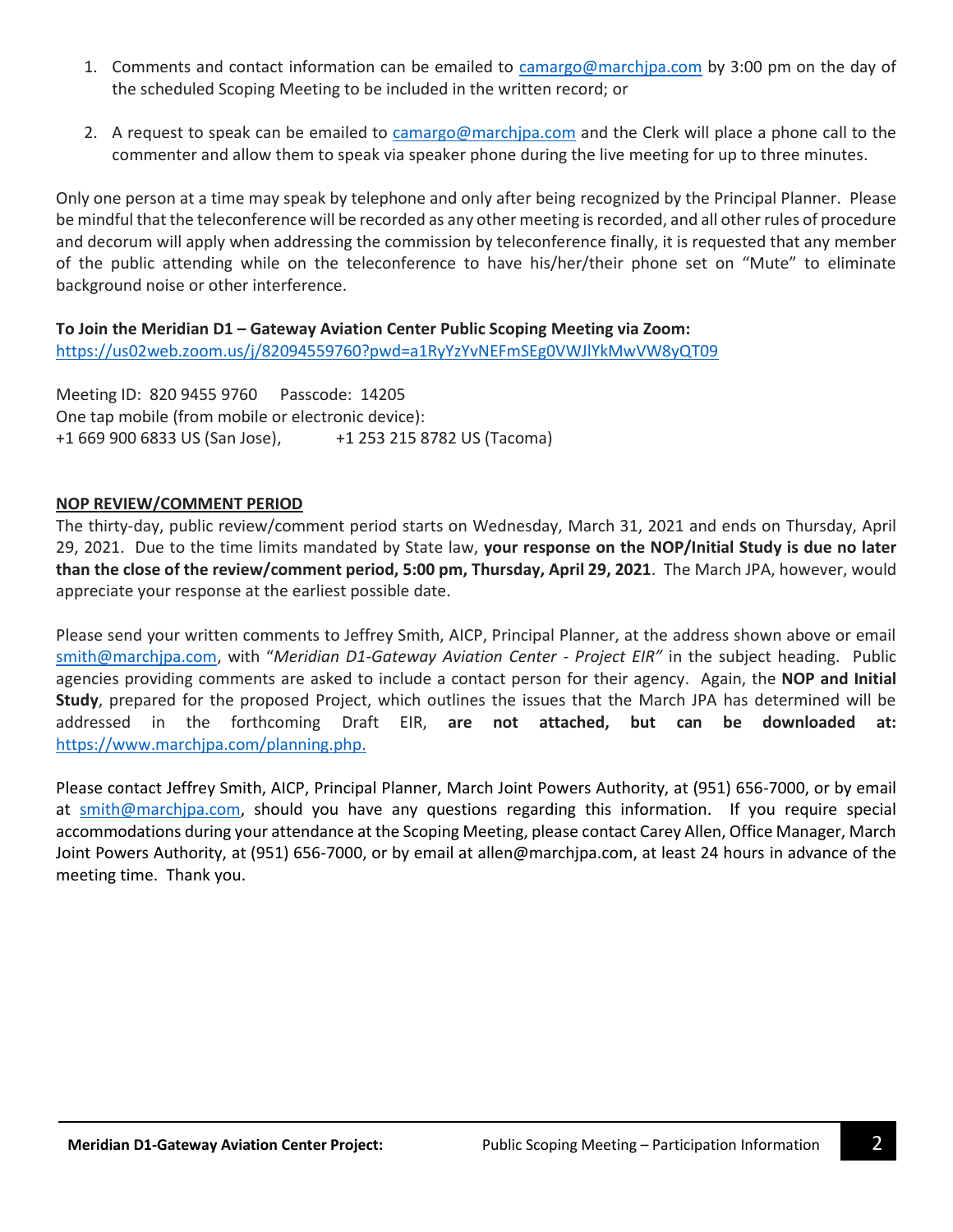1. Comments and contact information can be emailed to camargo@marchjpa.com by 3:00 pm on the day of the scheduled Scoping Meeting to be included in the written record; or

2. A request to speak can be emailed to camargo@marchjpa.com and the Clerk will place a phone call to the commenter and allow them to speak via speaker phone during the live meeting for up to three minutes.

Only one person at a time may speak by telephone and only after being recognized by the Principal Planner. Please be mindful that the teleconference will be recorded as any other meeting is recorded, and all other rules of procedure and decorum will apply when addressing the commission by teleconference finally, it is requested that any member of the public attending while on the teleconference to have his/her/their phone set on "Mute" to eliminate background noise or other interference.

**To Join the Meridian D1 – Gateway Aviation Center Public Scoping Meeting via Zoom:**
https://us02web.zoom.us/j/82094559760?pwd=a1RyYzYvNEFmSEg0VWJlYkMwVW8yQT09

Meeting ID: 820 9455 9760  Passcode: 14205
One tap mobile (from mobile or electronic device):
+1 669 900 6833 US (San Jose),  +1 253 215 8782 US (Tacoma)

**NOP REVIEW/COMMENT PERIOD**

The thirty-day, public review/comment period starts on Wednesday, March 31, 2021 and ends on Thursday, April 29, 2021. Due to the time limits mandated by State law, **your response on the NOP/Initial Study is due no later than the close of the review/comment period, 5:00 pm, Thursday, April 29, 2021**. The March JPA, however, would appreciate your response at the earliest possible date.

Please send your written comments to Jeffrey Smith, AICP, Principal Planner, at the address shown above or email smith@marchjpa.com, with "*Meridian D1-Gateway Aviation Center - Project EIR"* in the subject heading. Public agencies providing comments are asked to include a contact person for their agency. Again, the **NOP and Initial Study**, prepared for the proposed Project, which outlines the issues that the March JPA has determined will be addressed in the forthcoming Draft EIR, **are not attached, but can be downloaded at:** https://www.marchjpa.com/planning.php.

Please contact Jeffrey Smith, AICP, Principal Planner, March Joint Powers Authority, at (951) 656-7000, or by email at smith@marchjpa.com, should you have any questions regarding this information. If you require special accommodations during your attendance at the Scoping Meeting, please contact Carey Allen, Office Manager, March Joint Powers Authority, at (951) 656-7000, or by email at allen@marchjpa.com, at least 24 hours in advance of the meeting time. Thank you.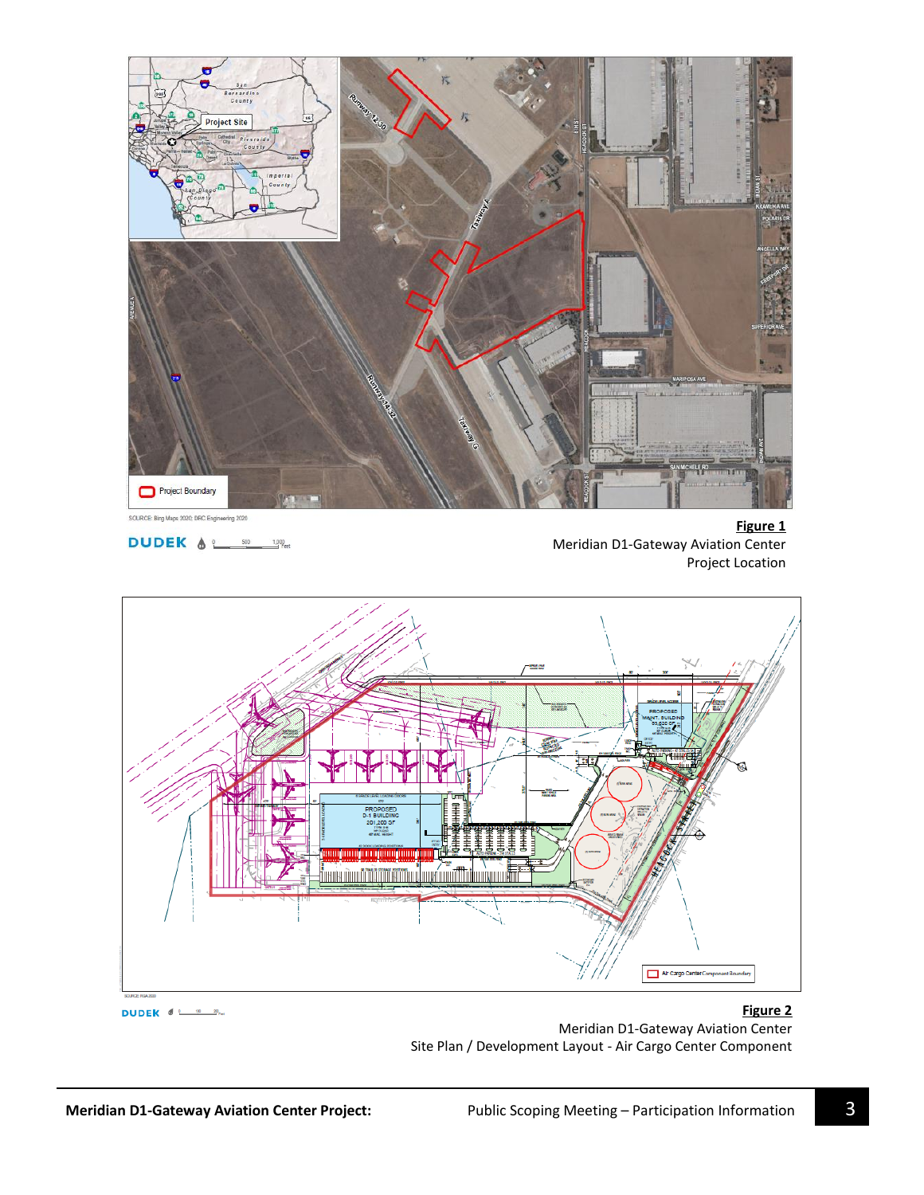SOURCE: Bing Maps 2020; DRC Engineering 2020

**Figure 1**
Meridian D1-Gateway Aviation Center
Project Location

SOURCE: RGA 2020

**Figure 2**
Meridian D1-Gateway Aviation Center
Site Plan / Development Layout - Air Cargo Center Component